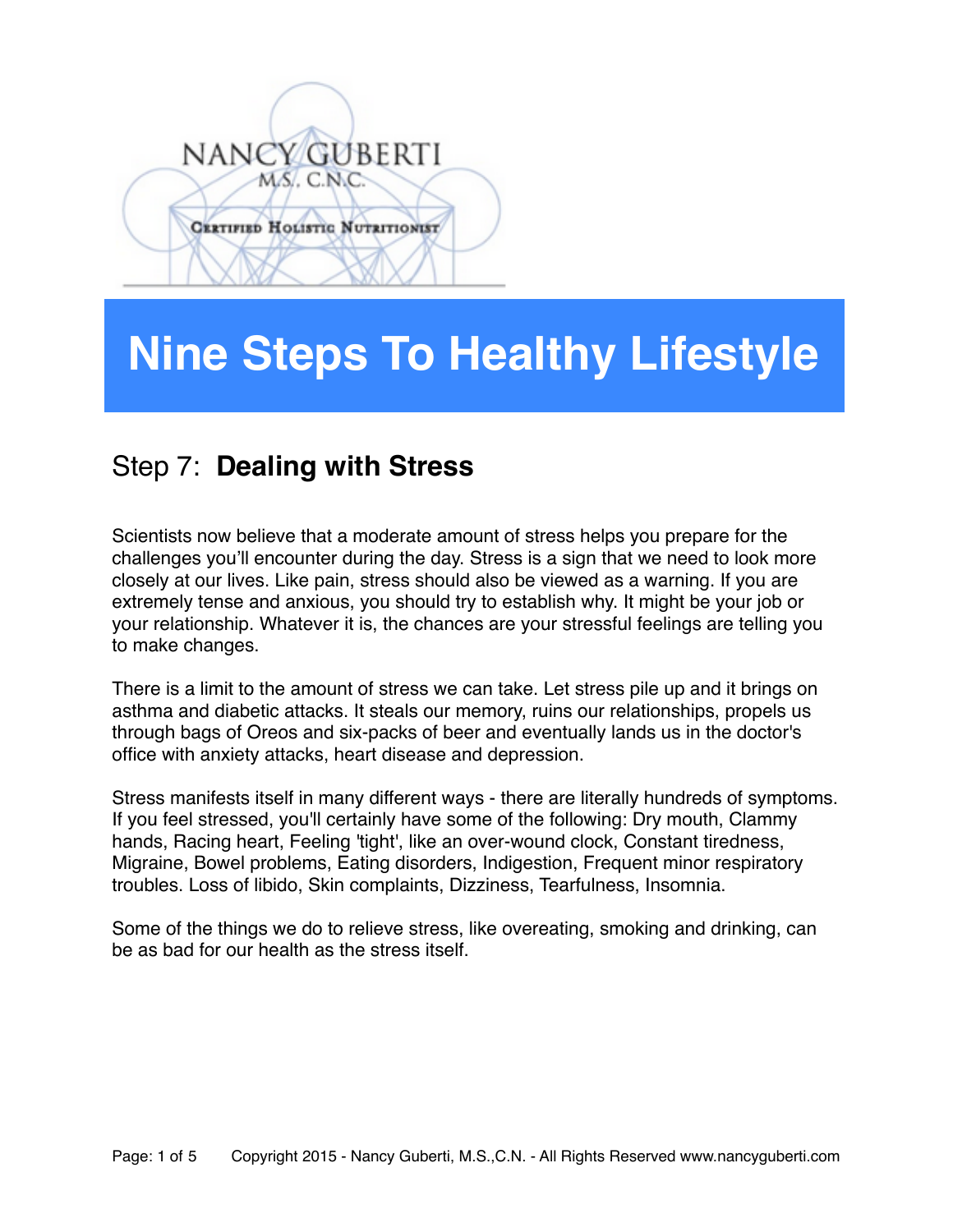NANCY GUBERTI
M.S., C.N.C.
Certified Holistic Nutritionist

# Nine Steps To Healthy Lifestyle

## Step 7: **Dealing with Stress**

Scientists now believe that a moderate amount of stress helps you prepare for the challenges you'll encounter during the day. Stress is a sign that we need to look more closely at our lives. Like pain, stress should also be viewed as a warning. If you are extremely tense and anxious, you should try to establish why. It might be your job or your relationship. Whatever it is, the chances are your stressful feelings are telling you to make changes.

There is a limit to the amount of stress we can take. Let stress pile up and it brings on asthma and diabetic attacks. It steals our memory, ruins our relationships, propels us through bags of Oreos and six-packs of beer and eventually lands us in the doctor's office with anxiety attacks, heart disease and depression.

Stress manifests itself in many different ways - there are literally hundreds of symptoms. If you feel stressed, you'll certainly have some of the following: Dry mouth, Clammy hands, Racing heart, Feeling 'tight', like an over-wound clock, Constant tiredness, Migraine, Bowel problems, Eating disorders, Indigestion, Frequent minor respiratory troubles. Loss of libido, Skin complaints, Dizziness, Tearfulness, Insomnia.

Some of the things we do to relieve stress, like overeating, smoking and drinking, can be as bad for our health as the stress itself.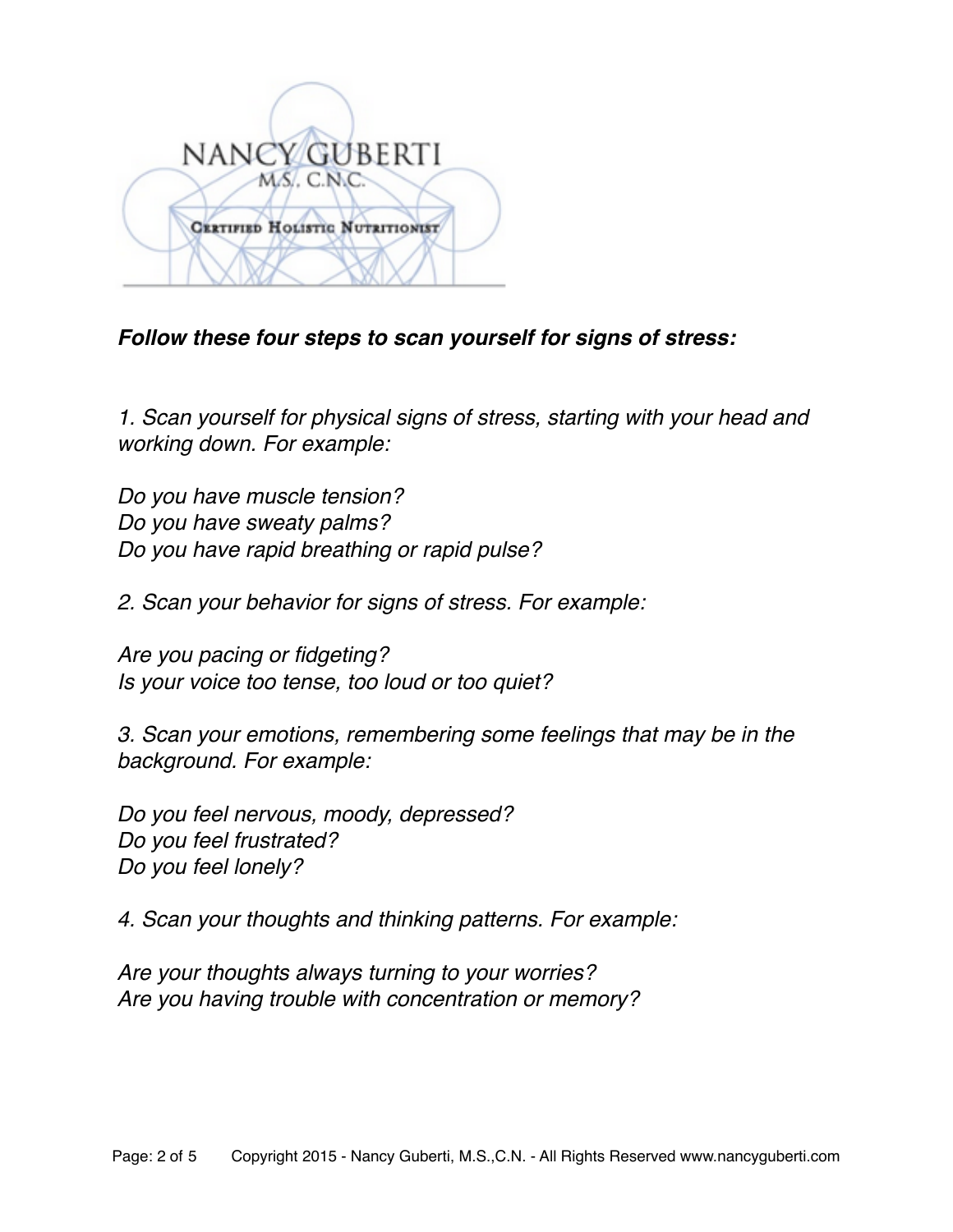***Follow these four steps to scan yourself for signs of stress:***

*1. Scan yourself for physical signs of stress, starting with your head and working down. For example:*

*Do you have muscle tension?*
*Do you have sweaty palms?*
*Do you have rapid breathing or rapid pulse?*

*2. Scan your behavior for signs of stress. For example:*

*Are you pacing or fidgeting?*
*Is your voice too tense, too loud or too quiet?*

*3. Scan your emotions, remembering some feelings that may be in the background. For example:*

*Do you feel nervous, moody, depressed?*
*Do you feel frustrated?*
*Do you feel lonely?*

*4. Scan your thoughts and thinking patterns. For example:*

*Are your thoughts always turning to your worries?*
*Are you having trouble with concentration or memory?*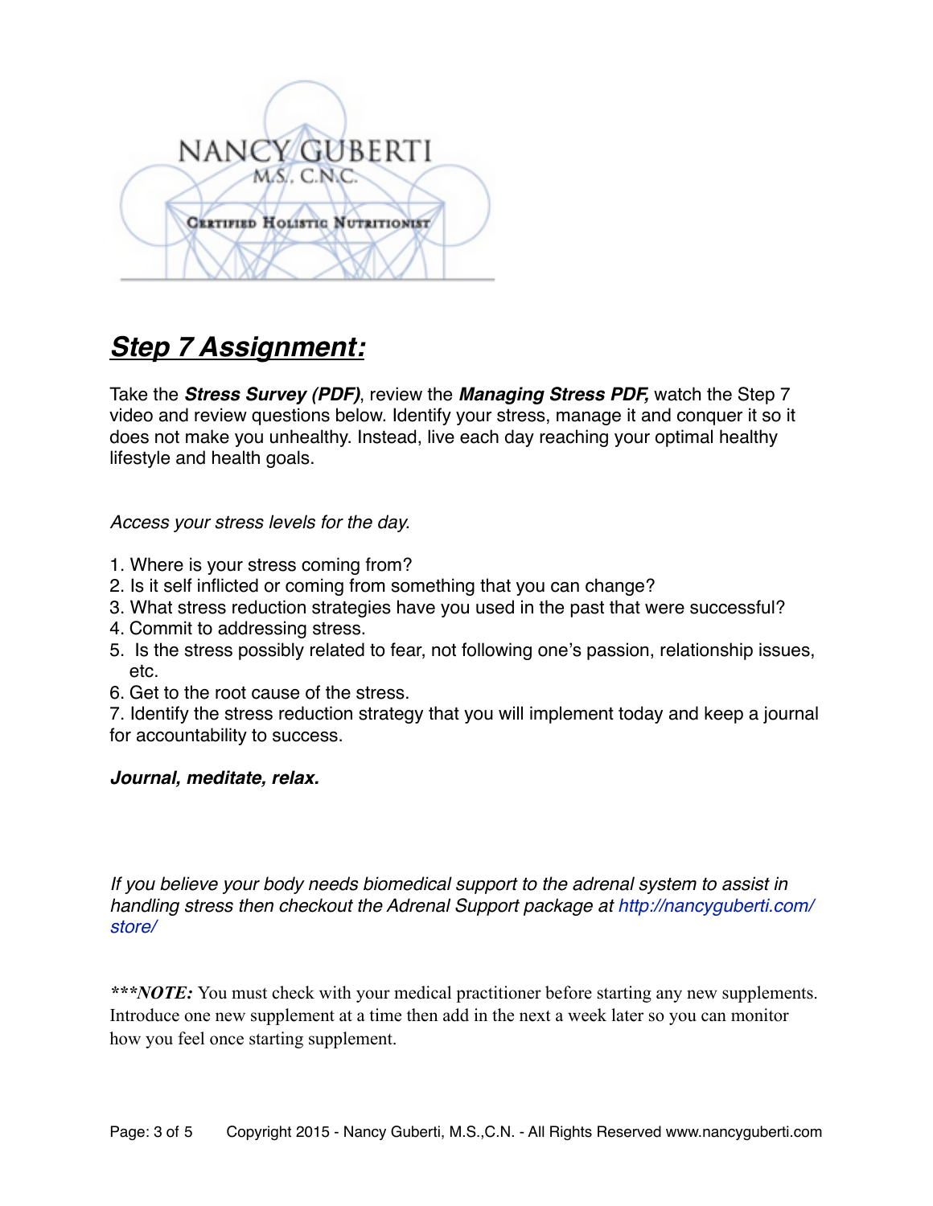NANCY GUBERTI
M.S., C.N.C.
Certified Holistic Nutritionist

## ***Step 7 Assignment:***

Take the ***Stress Survey (PDF)***, review the ***Managing Stress PDF,*** watch the Step 7 video and review questions below. Identify your stress, manage it and conquer it so it does not make you unhealthy. Instead, live each day reaching your optimal healthy lifestyle and health goals.

*Access your stress levels for the day.*

1. Where is your stress coming from?
2. Is it self inflicted or coming from something that you can change?
3. What stress reduction strategies have you used in the past that were successful?
4. Commit to addressing stress.
5. Is the stress possibly related to fear, not following one's passion, relationship issues, etc.
6. Get to the root cause of the stress.
7. Identify the stress reduction strategy that you will implement today and keep a journal for accountability to success.

***Journal, meditate, relax.***

*If you believe your body needs biomedical support to the adrenal system to assist in handling stress then checkout the Adrenal Support package at http://nancyguberti.com/store/*

***\*\*\*NOTE:*** You must check with your medical practitioner before starting any new supplements. Introduce one new supplement at a time then add in the next a week later so you can monitor how you feel once starting supplement.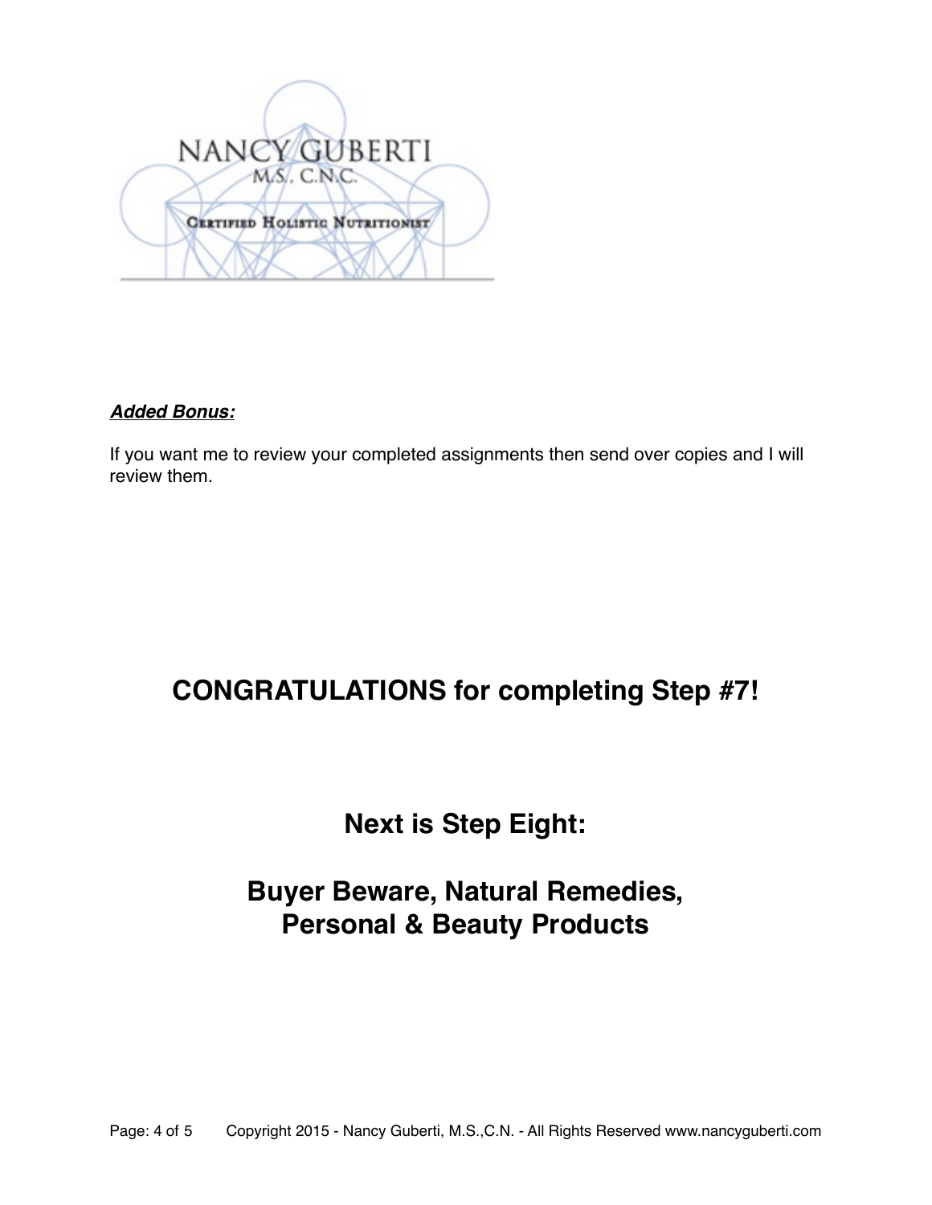***Added Bonus:***

If you want me to review your completed assignments then send over copies and I will review them.

## CONGRATULATIONS for completing Step #7!

## Next is Step Eight:

## Buyer Beware, Natural Remedies, Personal & Beauty Products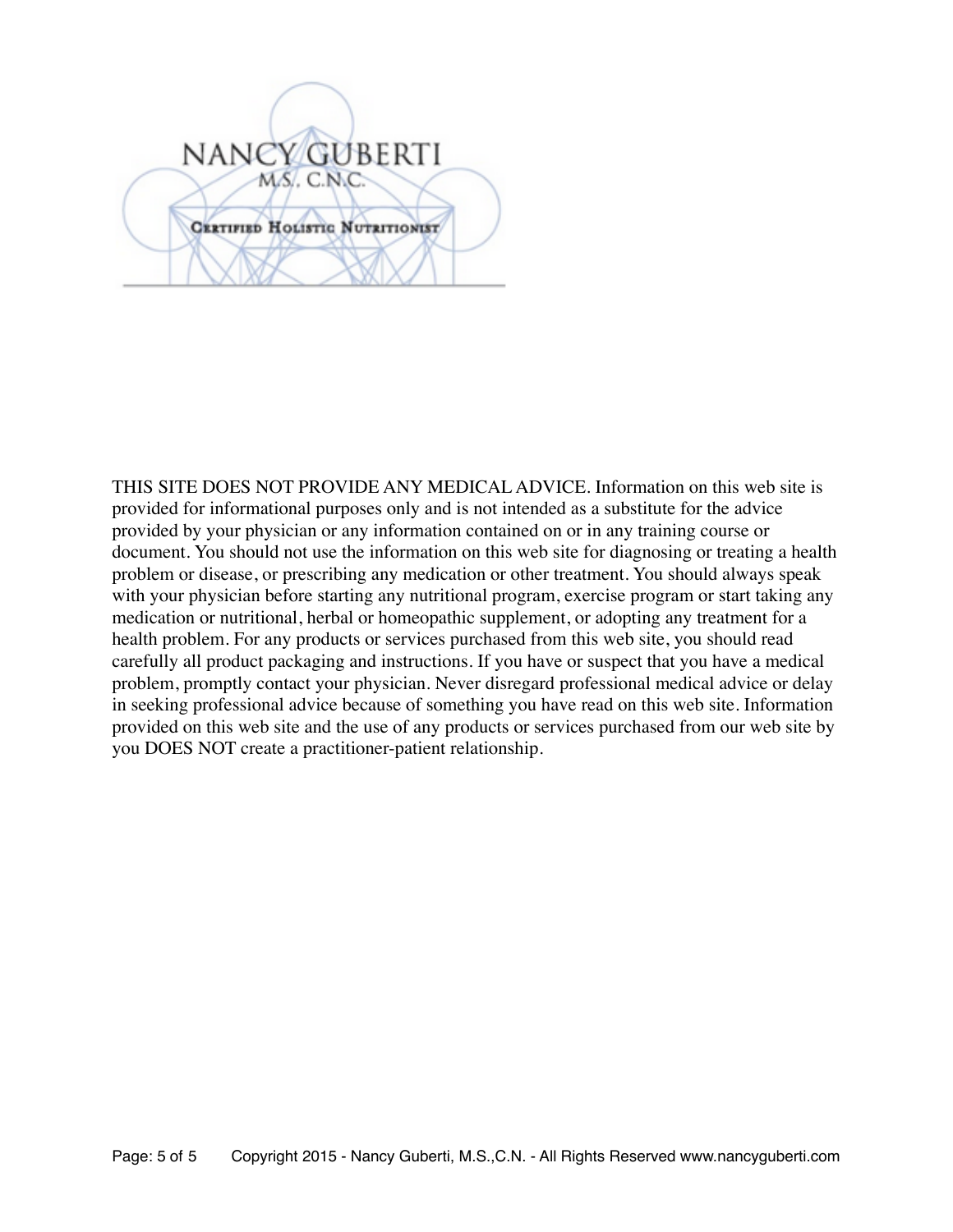NANCY GUBERTI
M.S., C.N.C.

CERTIFIED HOLISTIC NUTRITIONIST

THIS SITE DOES NOT PROVIDE ANY MEDICAL ADVICE. Information on this web site is provided for informational purposes only and is not intended as a substitute for the advice provided by your physician or any information contained on or in any training course or document. You should not use the information on this web site for diagnosing or treating a health problem or disease, or prescribing any medication or other treatment. You should always speak with your physician before starting any nutritional program, exercise program or start taking any medication or nutritional, herbal or homeopathic supplement, or adopting any treatment for a health problem. For any products or services purchased from this web site, you should read carefully all product packaging and instructions. If you have or suspect that you have a medical problem, promptly contact your physician. Never disregard professional medical advice or delay in seeking professional advice because of something you have read on this web site. Information provided on this web site and the use of any products or services purchased from our web site by you DOES NOT create a practitioner-patient relationship.